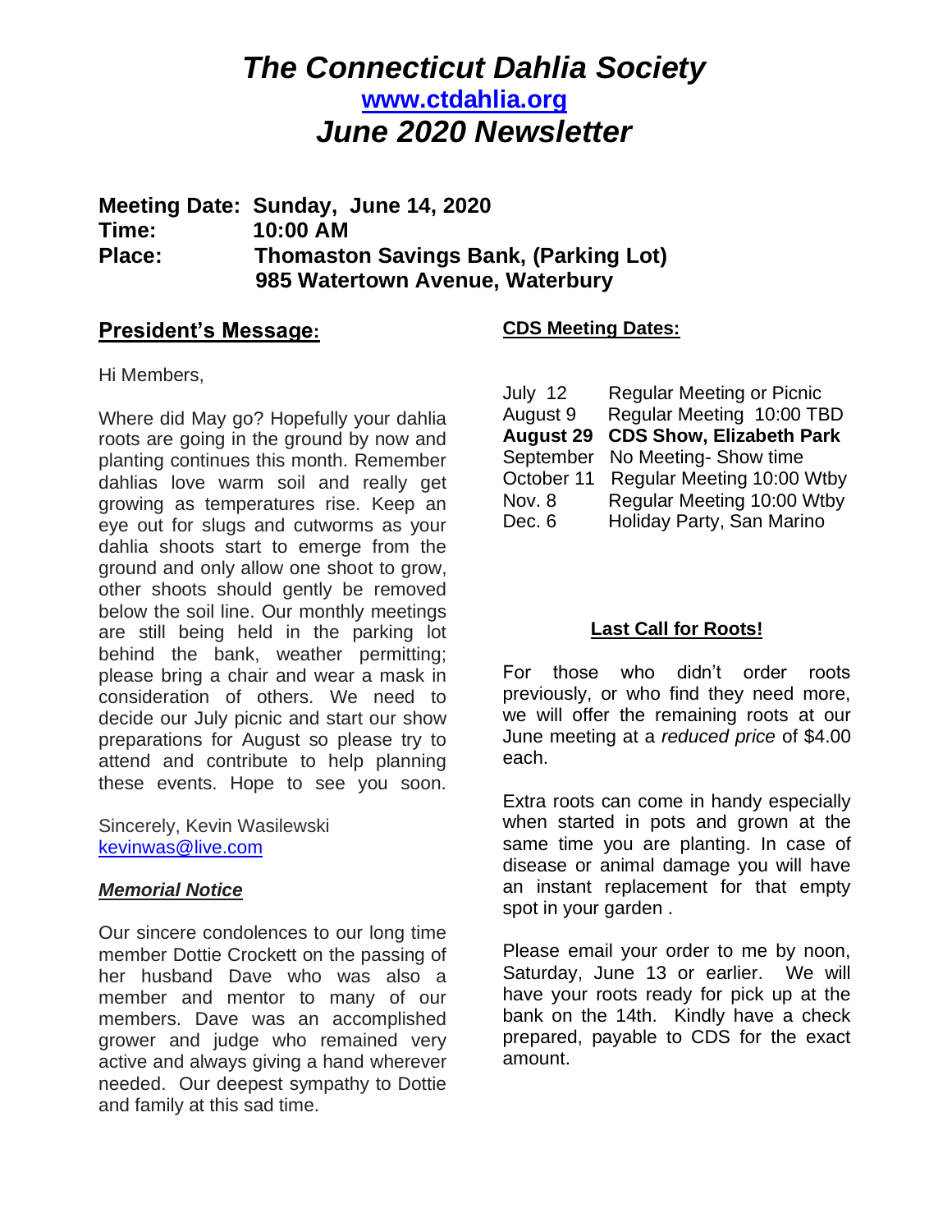# *The Connecticut Dahlia Society*

**[www.ctdahlia.org](http://www.ctdahlia.org)**

# *June 2020 Newsletter*

**Meeting Date: Sunday, June 14, 2020**
**Time: 10:00 AM**
**Place: Thomaston Savings Bank, (Parking Lot)**
**985 Watertown Avenue, Waterbury**

## President's Message:

Hi Members,

Where did May go? Hopefully your dahlia roots are going in the ground by now and planting continues this month. Remember dahlias love warm soil and really get growing as temperatures rise. Keep an eye out for slugs and cutworms as your dahlia shoots start to emerge from the ground and only allow one shoot to grow, other shoots should gently be removed below the soil line. Our monthly meetings are still being held in the parking lot behind the bank, weather permitting; please bring a chair and wear a mask in consideration of others. We need to decide our July picnic and start our show preparations for August so please try to attend and contribute to help planning these events. Hope to see you soon.

Sincerely, Kevin Wasilewski
kevinwas@live.com

### ***Memorial Notice***

Our sincere condolences to our long time member Dottie Crockett on the passing of her husband Dave who was also a member and mentor to many of our members. Dave was an accomplished grower and judge who remained very active and always giving a hand wherever needed. Our deepest sympathy to Dottie and family at this sad time.

### CDS Meeting Dates:

| | |
|---|---|
| July 12 | Regular Meeting or Picnic |
| August 9 | Regular Meeting 10:00 TBD |
| **August 29** | **CDS Show, Elizabeth Park** |
| September | No Meeting- Show time |
| October 11 | Regular Meeting 10:00 Wtby |
| Nov. 8 | Regular Meeting 10:00 Wtby |
| Dec. 6 | Holiday Party, San Marino |

### Last Call for Roots!

For those who didn't order roots previously, or who find they need more, we will offer the remaining roots at our June meeting at a *reduced price* of $4.00 each.

Extra roots can come in handy especially when started in pots and grown at the same time you are planting. In case of disease or animal damage you will have an instant replacement for that empty spot in your garden .

Please email your order to me by noon, Saturday, June 13 or earlier. We will have your roots ready for pick up at the bank on the 14th. Kindly have a check prepared, payable to CDS for the exact amount.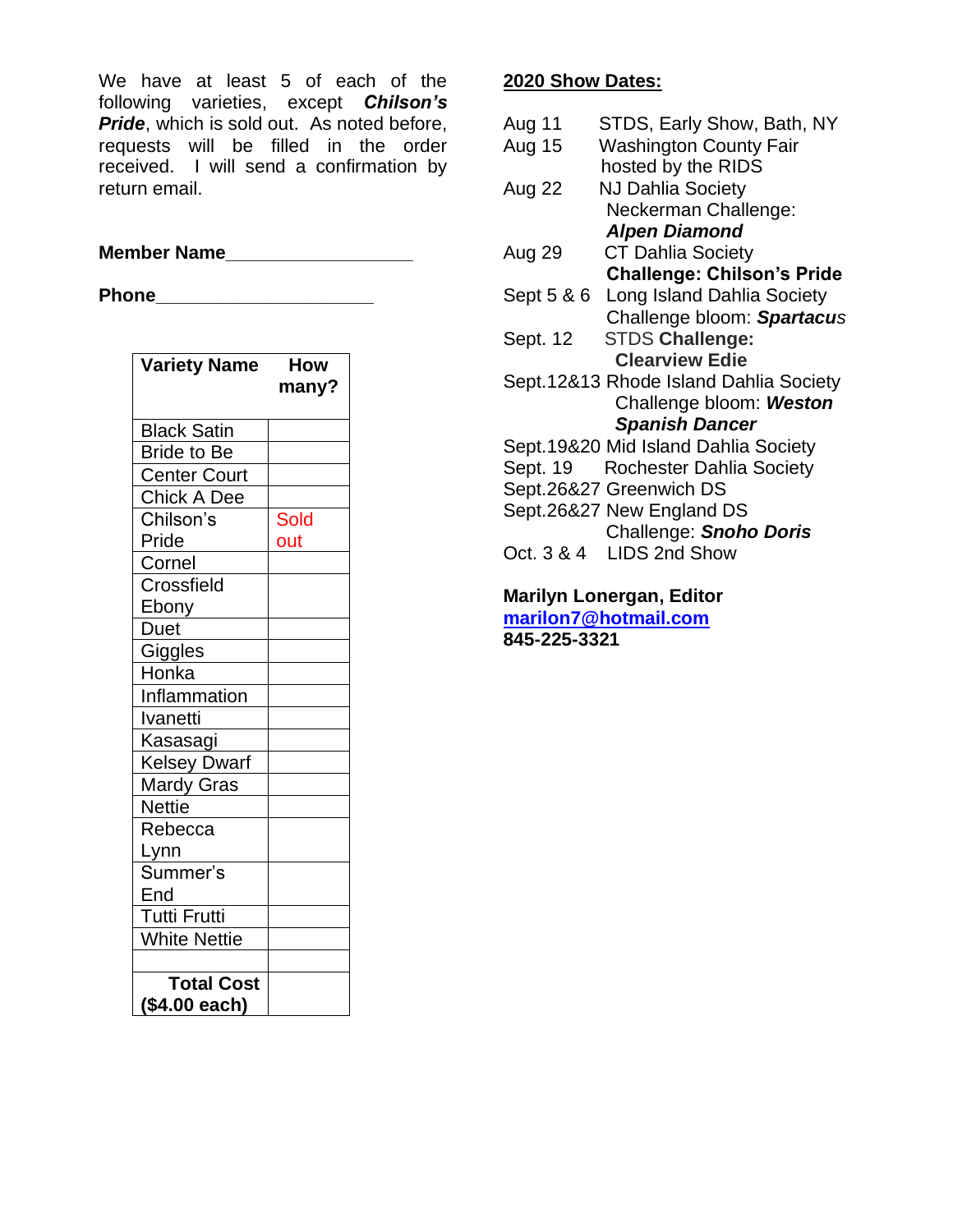We have at least 5 of each of the following varieties, except ***Chilson's Pride***, which is sold out. As noted before, requests will be filled in the order received. I will send a confirmation by return email.

**Member Name**__________________

**Phone**_____________________

| **Variety Name** | **How many?** |
|---|---|
| Black Satin | |
| Bride to Be | |
| Center Court | |
| Chick A Dee | |
| Chilson's Pride | Sold out |
| Cornel | |
| Crossfield Ebony | |
| Duet | |
| Giggles | |
| Honka | |
| Inflammation | |
| Ivanetti | |
| Kasasagi | |
| Kelsey Dwarf | |
| Mardy Gras | |
| Nettie | |
| Rebecca Lynn | |
| Summer's End | |
| Tutti Frutti | |
| White Nettie | |
| | |
| **Total Cost ($4.00 each)** | |

**2020 Show Dates:**

Aug 11 STDS, Early Show, Bath, NY
Aug 15 Washington County Fair hosted by the RIDS
Aug 22 NJ Dahlia Society
Neckerman Challenge: ***Alpen Diamond***
Aug 29 CT Dahlia Society
**Challenge: Chilson's Pride**
Sept 5 & 6 Long Island Dahlia Society
Challenge bloom: ***Spartacus***
Sept. 12 STDS **Challenge: Clearview Edie**
Sept.12&13 Rhode Island Dahlia Society
Challenge bloom: ***Weston Spanish Dancer***
Sept.19&20 Mid Island Dahlia Society
Sept. 19 Rochester Dahlia Society
Sept.26&27 Greenwich DS
Sept.26&27 New England DS
Challenge: ***Snoho Doris***
Oct. 3 & 4 LIDS 2nd Show

**Marilyn Lonergan, Editor**
**marilon7@hotmail.com**
**845-225-3321**